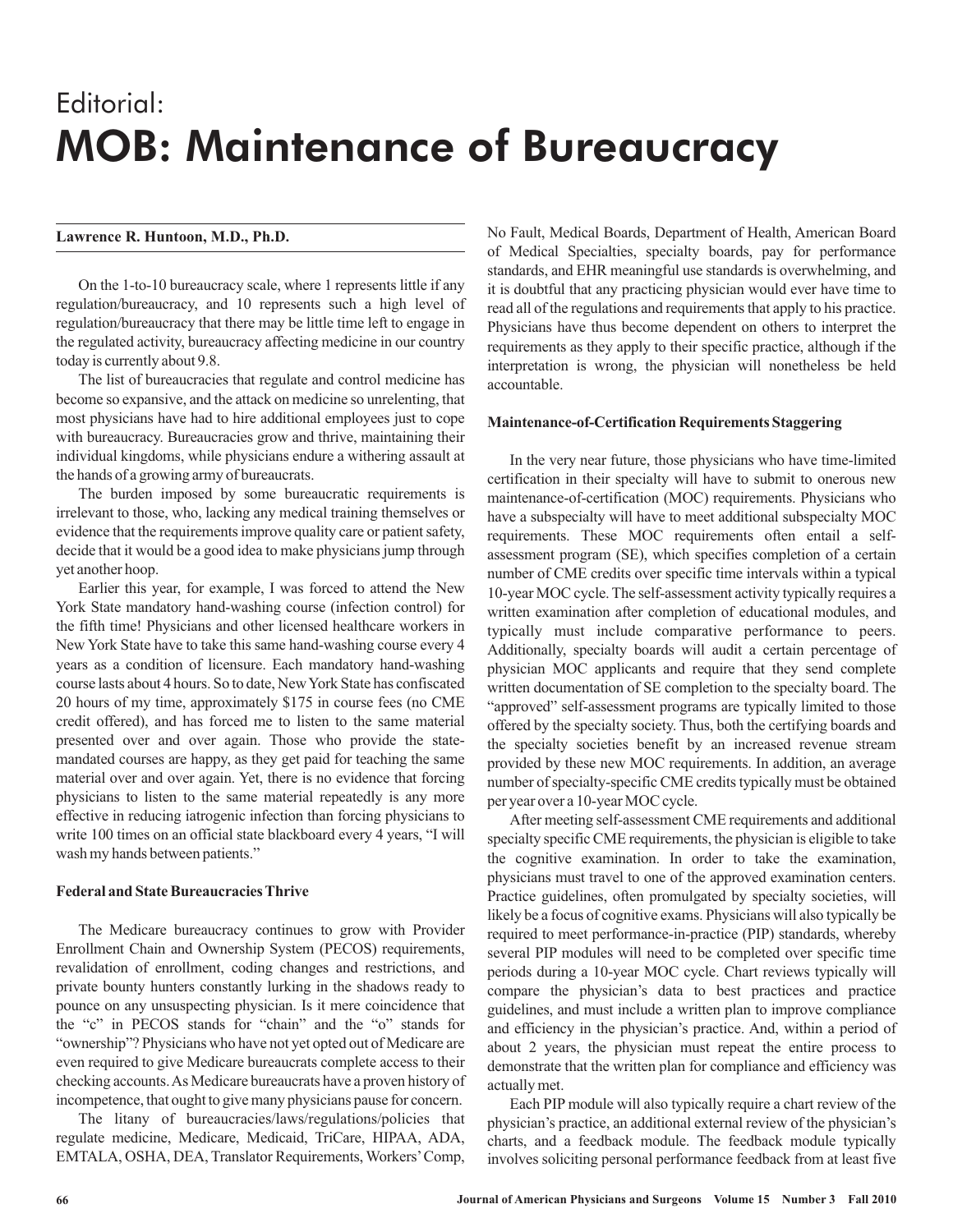# Editorial: MOB: Maintenance of Bureaucracy

**Lawrence R. Huntoon, M.D., Ph.D.**

On the 1-to-10 bureaucracy scale, where 1 represents little if any regulation/bureaucracy, and 10 represents such a high level of regulation/bureaucracy that there may be little time left to engage in the regulated activity, bureaucracy affecting medicine in our country today is currently about 9.8.

The list of bureaucracies that regulate and control medicine has become so expansive, and the attack on medicine so unrelenting, that most physicians have had to hire additional employees just to cope with bureaucracy. Bureaucracies grow and thrive, maintaining their individual kingdoms, while physicians endure a withering assault at the hands of a growing army of bureaucrats.

The burden imposed by some bureaucratic requirements is irrelevant to those, who, lacking any medical training themselves or evidence that the requirements improve quality care or patient safety, decide that it would be a good idea to make physicians jump through yet another hoop.

Earlier this year, for example, I was forced to attend the New York State mandatory hand-washing course (infection control) for the fifth time! Physicians and other licensed healthcare workers in New York State have to take this same hand-washing course every 4 years as a condition of licensure. Each mandatory hand-washing course lasts about 4 hours. So to date, New York State has confiscated 20 hours of my time, approximately $175 in course fees (no CME credit offered), and has forced me to listen to the same material presented over and over again. Those who provide the state-mandated courses are happy, as they get paid for teaching the same material over and over again. Yet, there is no evidence that forcing physicians to listen to the same material repeatedly is any more effective in reducing iatrogenic infection than forcing physicians to write 100 times on an official state blackboard every 4 years, "I will wash my hands between patients."

### Federal and State Bureaucracies Thrive

The Medicare bureaucracy continues to grow with Provider Enrollment Chain and Ownership System (PECOS) requirements, revalidation of enrollment, coding changes and restrictions, and private bounty hunters constantly lurking in the shadows ready to pounce on any unsuspecting physician. Is it mere coincidence that the "c" in PECOS stands for "chain" and the "o" stands for "ownership"? Physicians who have not yet opted out of Medicare are even required to give Medicare bureaucrats complete access to their checking accounts. As Medicare bureaucrats have a proven history of incompetence, that ought to give many physicians pause for concern.

The litany of bureaucracies/laws/regulations/policies that regulate medicine, Medicare, Medicaid, TriCare, HIPAA, ADA, EMTALA, OSHA, DEA, Translator Requirements, Workers' Comp, No Fault, Medical Boards, Department of Health, American Board of Medical Specialties, specialty boards, pay for performance standards, and EHR meaningful use standards is overwhelming, and it is doubtful that any practicing physician would ever have time to read all of the regulations and requirements that apply to his practice. Physicians have thus become dependent on others to interpret the requirements as they apply to their specific practice, although if the interpretation is wrong, the physician will nonetheless be held accountable.

### Maintenance-of-Certification Requirements Staggering

In the very near future, those physicians who have time-limited certification in their specialty will have to submit to onerous new maintenance-of-certification (MOC) requirements. Physicians who have a subspecialty will have to meet additional subspecialty MOC requirements. These MOC requirements often entail a self-assessment program (SE), which specifies completion of a certain number of CME credits over specific time intervals within a typical 10-year MOC cycle. The self-assessment activity typically requires a written examination after completion of educational modules, and typically must include comparative performance to peers. Additionally, specialty boards will audit a certain percentage of physician MOC applicants and require that they send complete written documentation of SE completion to the specialty board. The "approved" self-assessment programs are typically limited to those offered by the specialty society. Thus, both the certifying boards and the specialty societies benefit by an increased revenue stream provided by these new MOC requirements. In addition, an average number of specialty-specific CME credits typically must be obtained per year over a 10-year MOC cycle.

After meeting self-assessment CME requirements and additional specialty specific CME requirements, the physician is eligible to take the cognitive examination. In order to take the examination, physicians must travel to one of the approved examination centers. Practice guidelines, often promulgated by specialty societies, will likely be a focus of cognitive exams. Physicians will also typically be required to meet performance-in-practice (PIP) standards, whereby several PIP modules will need to be completed over specific time periods during a 10-year MOC cycle. Chart reviews typically will compare the physician's data to best practices and practice guidelines, and must include a written plan to improve compliance and efficiency in the physician's practice. And, within a period of about 2 years, the physician must repeat the entire process to demonstrate that the written plan for compliance and efficiency was actually met.

Each PIP module will also typically require a chart review of the physician's practice, an additional external review of the physician's charts, and a feedback module. The feedback module typically involves soliciting personal performance feedback from at least five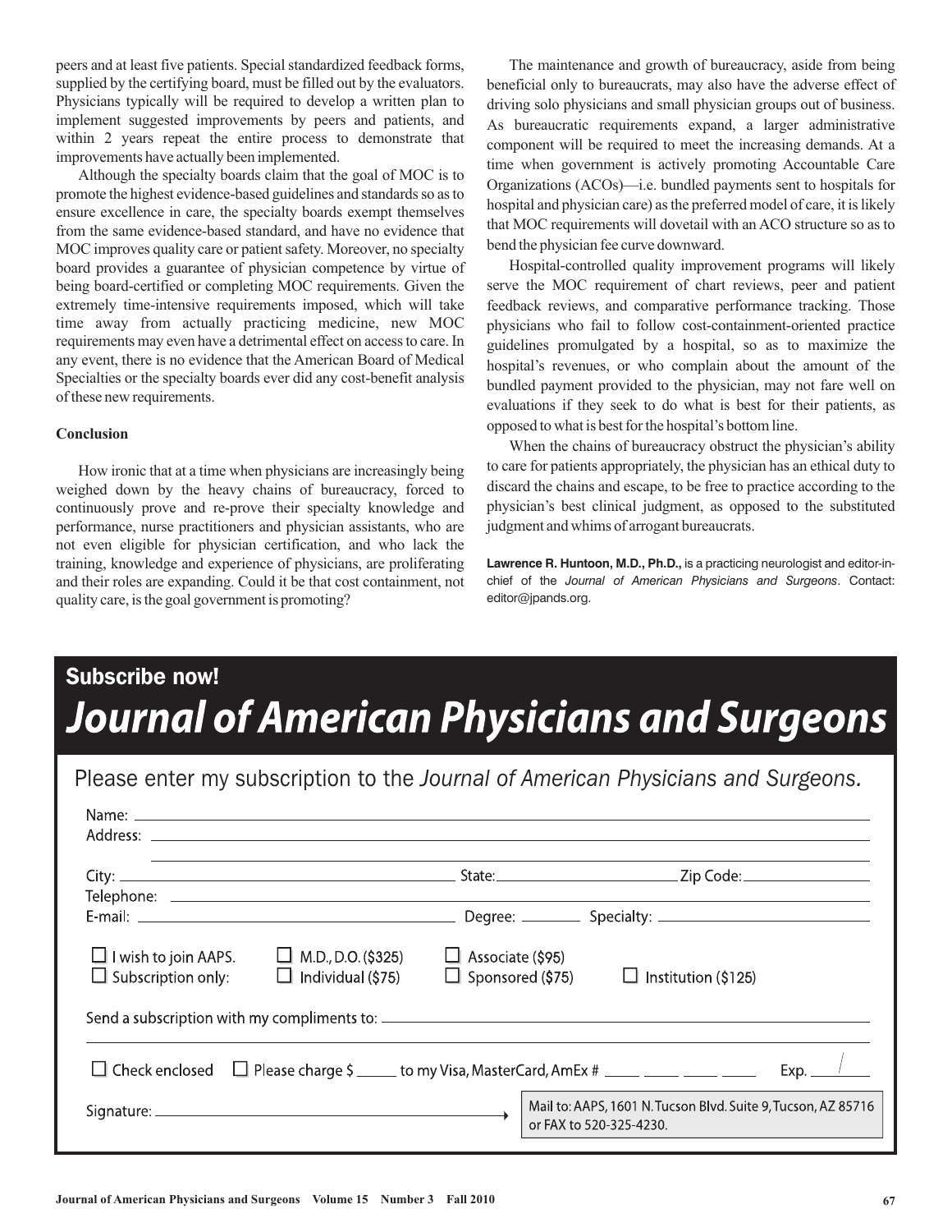peers and at least five patients. Special standardized feedback forms, supplied by the certifying board, must be filled out by the evaluators. Physicians typically will be required to develop a written plan to implement suggested improvements by peers and patients, and within 2 years repeat the entire process to demonstrate that improvements have actually been implemented.

Although the specialty boards claim that the goal of MOC is to promote the highest evidence-based guidelines and standards so as to ensure excellence in care, the specialty boards exempt themselves from the same evidence-based standard, and have no evidence that MOC improves quality care or patient safety. Moreover, no specialty board provides a guarantee of physician competence by virtue of being board-certified or completing MOC requirements. Given the extremely time-intensive requirements imposed, which will take time away from actually practicing medicine, new MOC requirements may even have a detrimental effect on access to care. In any event, there is no evidence that the American Board of Medical Specialties or the specialty boards ever did any cost-benefit analysis of these new requirements.

### Conclusion

How ironic that at a time when physicians are increasingly being weighed down by the heavy chains of bureaucracy, forced to continuously prove and re-prove their specialty knowledge and performance, nurse practitioners and physician assistants, who are not even eligible for physician certification, and who lack the training, knowledge and experience of physicians, are proliferating and their roles are expanding. Could it be that cost containment, not quality care, is the goal government is promoting?

The maintenance and growth of bureaucracy, aside from being beneficial only to bureaucrats, may also have the adverse effect of driving solo physicians and small physician groups out of business. As bureaucratic requirements expand, a larger administrative component will be required to meet the increasing demands. At a time when government is actively promoting Accountable Care Organizations (ACOs)—i.e. bundled payments sent to hospitals for hospital and physician care) as the preferred model of care, it is likely that MOC requirements will dovetail with an ACO structure so as to bend the physician fee curve downward.

Hospital-controlled quality improvement programs will likely serve the MOC requirement of chart reviews, peer and patient feedback reviews, and comparative performance tracking. Those physicians who fail to follow cost-containment-oriented practice guidelines promulgated by a hospital, so as to maximize the hospital's revenues, or who complain about the amount of the bundled payment provided to the physician, may not fare well on evaluations if they seek to do what is best for their patients, as opposed to what is best for the hospital's bottom line.

When the chains of bureaucracy obstruct the physician's ability to care for patients appropriately, the physician has an ethical duty to discard the chains and escape, to be free to practice according to the physician's best clinical judgment, as opposed to the substituted judgment and whims of arrogant bureaucrats.

**Lawrence R. Huntoon, M.D., Ph.D.,** is a practicing neurologist and editor-in-chief of the *Journal of American Physicians and Surgeons*. Contact: editor@jpands.org.

---

## Subscribe now!

# *Journal of American Physicians and Surgeons*

Please enter my subscription to the *Journal of American Physicians and Surgeons.*

Name: ____________________

Address: ____________________

City: ____________ State: ____________ Zip Code: ____________

Telephone: ____________________

E-mail: ____________ Degree: ________ Specialty: ____________

☐ I wish to join AAPS. ☐ M.D., D.O. ($325) ☐ Associate ($95)

☐ Subscription only: ☐ Individual ($75) ☐ Sponsored ($75) ☐ Institution ($125)

Send a subscription with my compliments to: ____________________

☐ Check enclosed ☐ Please charge $ _____ to my Visa, MasterCard, AmEx # ____ ____ ____ ____ Exp. ___/___

Signature: ____________________

Mail to: AAPS, 1601 N. Tucson Blvd. Suite 9, Tucson, AZ 85716 or FAX to 520-325-4230.